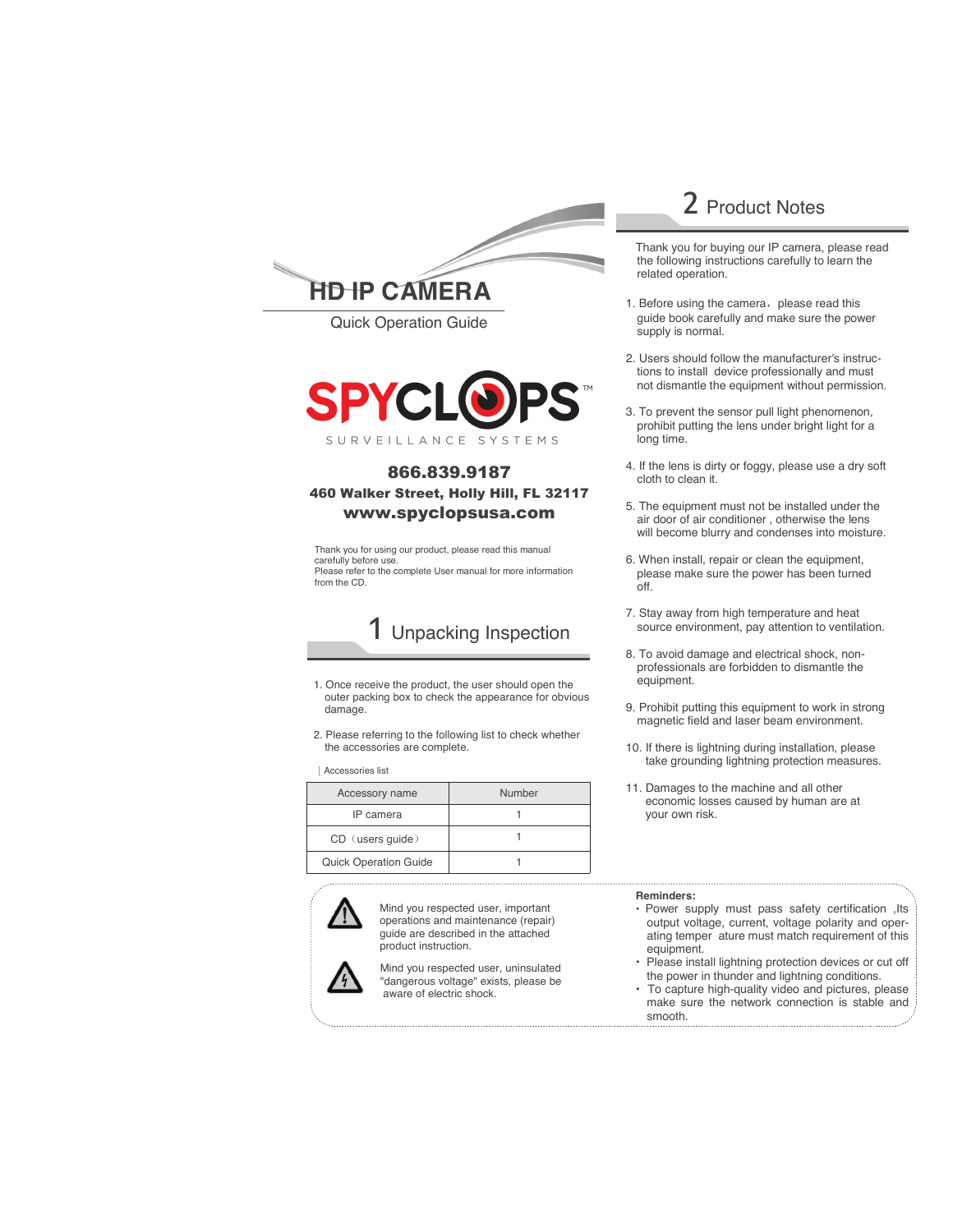# HD IP CAMERA

Quick Operation Guide

SPYCLOPS™

SURVEILLANCE SYSTEMS

**866.839.9187**

**460 Walker Street, Holly Hill, FL 32117**

**www.spyclopsusa.com**

Thank you for using our product, please read this manual carefully before use.
Please refer to the complete User manual for more information from the CD.

## 1 Unpacking Inspection

1. Once receive the product, the user should open the outer packing box to check the appearance for obvious damage.
2. Please referring to the following list to check whether the accessories are complete.

| Accessories list

| Accessory name | Number |
| --- | --- |
| IP camera | 1 |
| CD（users guide） | 1 |
| Quick Operation Guide | 1 |

Mind you respected user, important operations and maintenance (repair) guide are described in the attached product instruction.

Mind you respected user, uninsulated "dangerous voltage" exists, please be aware of electric shock.

## 2 Product Notes

Thank you for buying our IP camera, please read the following instructions carefully to learn the related operation.

1. Before using the camera，please read this guide book carefully and make sure the power supply is normal.
2. Users should follow the manufacturer's instructions to install device professionally and must not dismantle the equipment without permission.
3. To prevent the sensor pull light phenomenon, prohibit putting the lens under bright light for a long time.
4. If the lens is dirty or foggy, please use a dry soft cloth to clean it.
5. The equipment must not be installed under the air door of air conditioner , otherwise the lens will become blurry and condenses into moisture.
6. When install, repair or clean the equipment, please make sure the power has been turned off.
7. Stay away from high temperature and heat source environment, pay attention to ventilation.
8. To avoid damage and electrical shock, non-professionals are forbidden to dismantle the equipment.
9. Prohibit putting this equipment to work in strong magnetic field and laser beam environment.
10. If there is lightning during installation, please take grounding lightning protection measures.
11. Damages to the machine and all other economic losses caused by human are at your own risk.

**Reminders:**

- Power supply must pass safety certification ,Its output voltage, current, voltage polarity and operating temper ature must match requirement of this equipment.
- Please install lightning protection devices or cut off the power in thunder and lightning conditions.
- To capture high-quality video and pictures, please make sure the network connection is stable and smooth.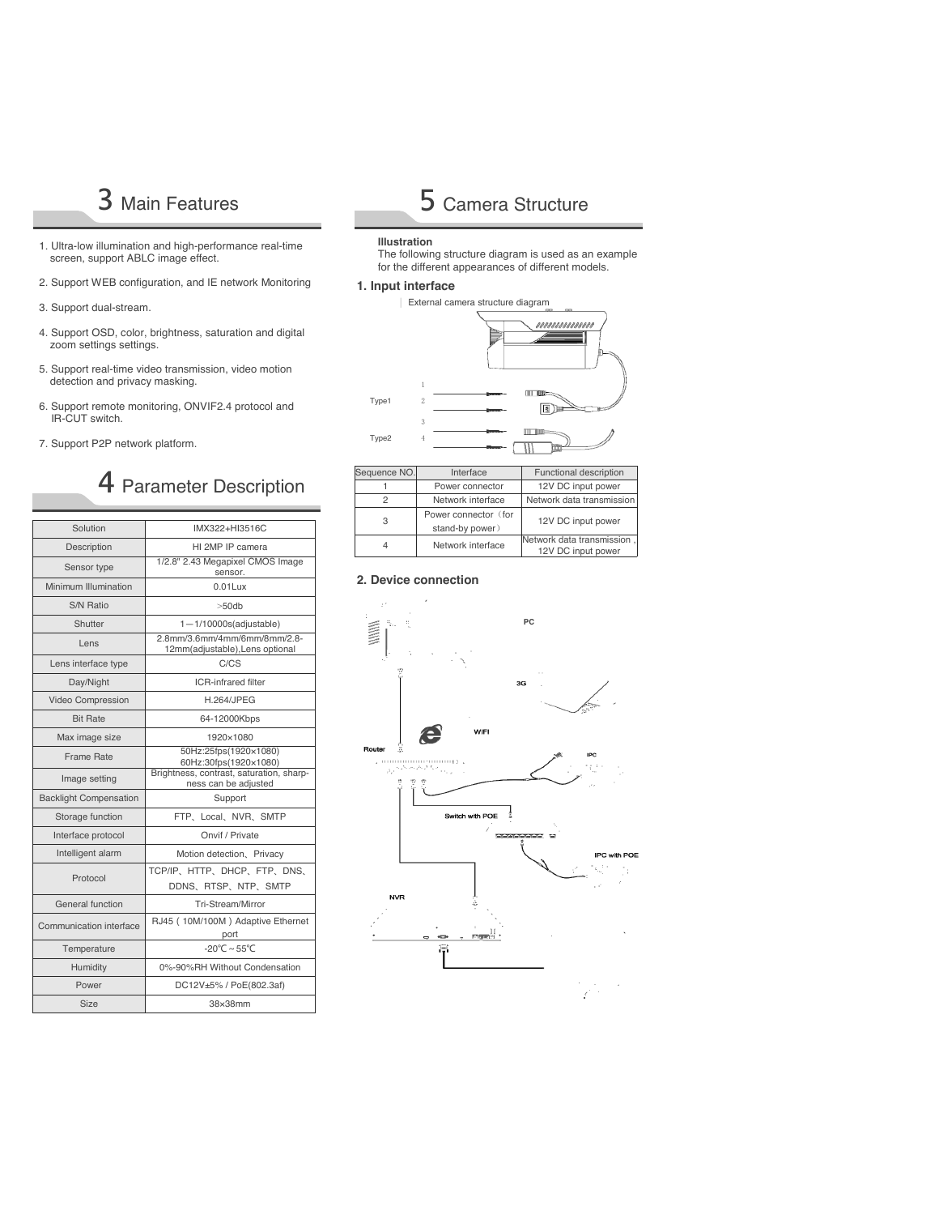# 3 Main Features

1. Ultra-low illumination and high-performance real-time screen, support ABLC image effect.
2. Support WEB configuration, and IE network Monitoring
3. Support dual-stream.
4. Support OSD, color, brightness, saturation and digital zoom settings settings.
5. Support real-time video transmission, video motion detection and privacy masking.
6. Support remote monitoring, ONVIF2.4 protocol and IR-CUT switch.
7. Support P2P network platform.

# 4 Parameter Description

| Solution | IMX322+HI3516C |
|---|---|
| Description | HI 2MP IP camera |
| Sensor type | 1/2.8" 2.43 Megapixel CMOS Image sensor. |
| Minimum Illumination | 0.01Lux |
| S/N Ratio | >50db |
| Shutter | 1—1/10000s(adjustable) |
| Lens | 2.8mm/3.6mm/4mm/6mm/8mm/2.8-12mm(adjustable),Lens optional |
| Lens interface type | C/CS |
| Day/Night | ICR-infrared filter |
| Video Compression | H.264/JPEG |
| Bit Rate | 64-12000Kbps |
| Max image size | 1920×1080 |
| Frame Rate | 50Hz:25fps(1920×1080) 60Hz:30fps(1920×1080) |
| Image setting | Brightness, contrast, saturation, sharpness can be adjusted |
| Backlight Compensation | Support |
| Storage function | FTP、Local、NVR、SMTP |
| Interface protocol | Onvif / Private |
| Intelligent alarm | Motion detection、Privacy |
| Protocol | TCP/IP、HTTP、DHCP、FTP、DNS、DDNS、RTSP、NTP、SMTP |
| General function | Tri-Stream/Mirror |
| Communication interface | RJ45 ( 10M/100M ) Adaptive Ethernet port |
| Temperature | -20℃～55℃ |
| Humidity | 0%-90%RH Without Condensation |
| Power | DC12V±5% / PoE(802.3af) |
| Size | 38×38mm |

# 5 Camera Structure

**Illustration**

The following structure diagram is used as an example for the different appearances of different models.

## 1. Input interface

External camera structure diagram

Type1

Type2

| Sequence NO. | Interface | Functional description |
|---|---|---|
| 1 | Power connector | 12V DC input power |
| 2 | Network interface | Network data transmission |
| 3 | Power connector（for stand-by power） | 12V DC input power |
| 4 | Network interface | Network data transmission , 12V DC input power |

## 2. Device connection

PC

3G

WIFI

Router

IPC

Switch with POE

IPC with POE

NVR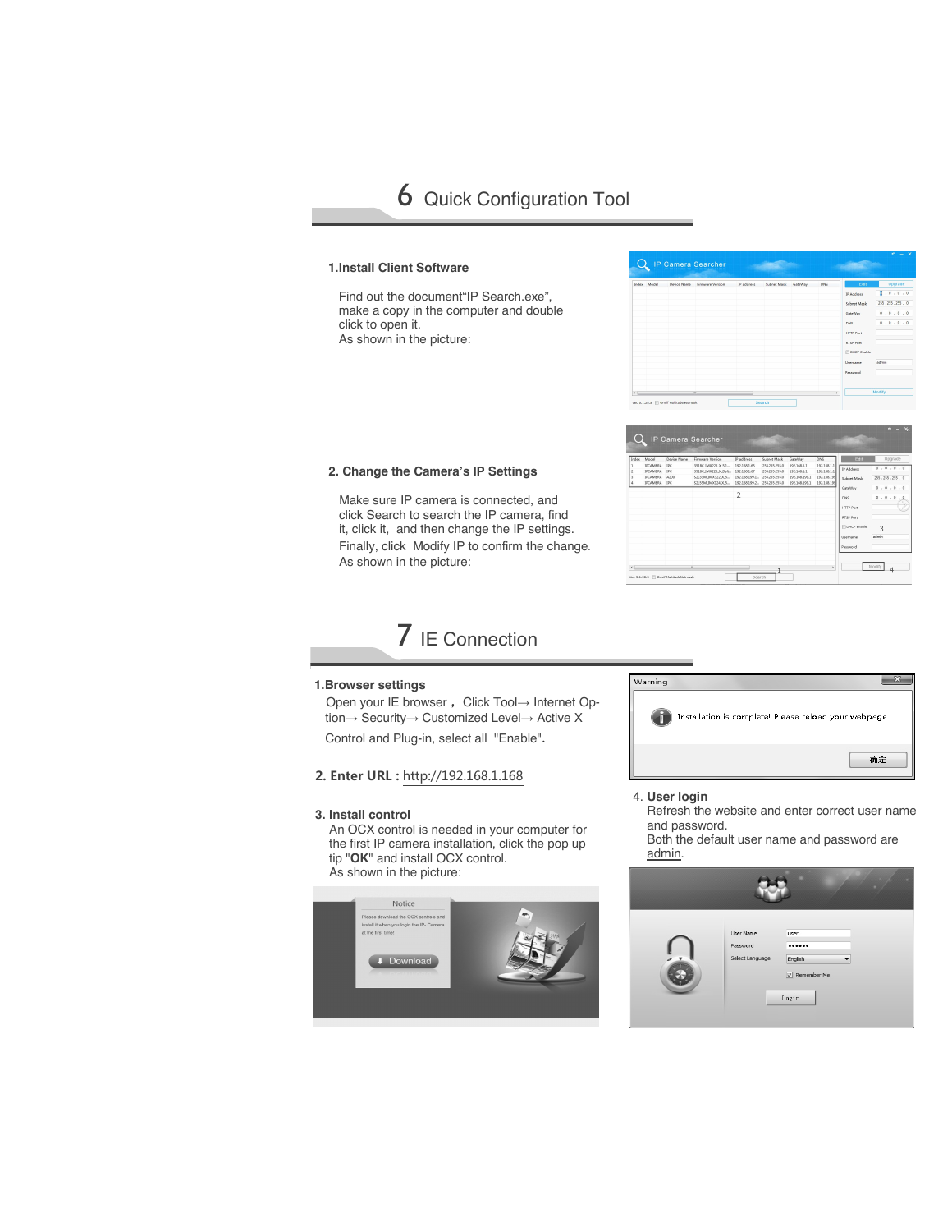# 6 Quick Configuration Tool

### 1.Install Client Software

Find out the document"IP Search.exe", make a copy in the computer and double click to open it.
As shown in the picture:

### 2. Change the Camera's IP Settings

Make sure IP camera is connected, and click Search to search the IP camera, find it, click it, and then change the IP settings.
Finally, click Modify IP to confirm the change.
As shown in the picture:

# 7 IE Connection

### 1.Browser settings

Open your IE browser， Click Tool→ Internet Option→ Security→ Customized Level→ Active X Control and Plug-in, select all "Enable".

### 2. Enter URL : http://192.168.1.168

### 3. Install control

An OCX control is needed in your computer for the first IP camera installation, click the pop up tip "**OK**" and install OCX control.
As shown in the picture:

### 4. User login

Refresh the website and enter correct user name and password.
Both the default user name and password are admin.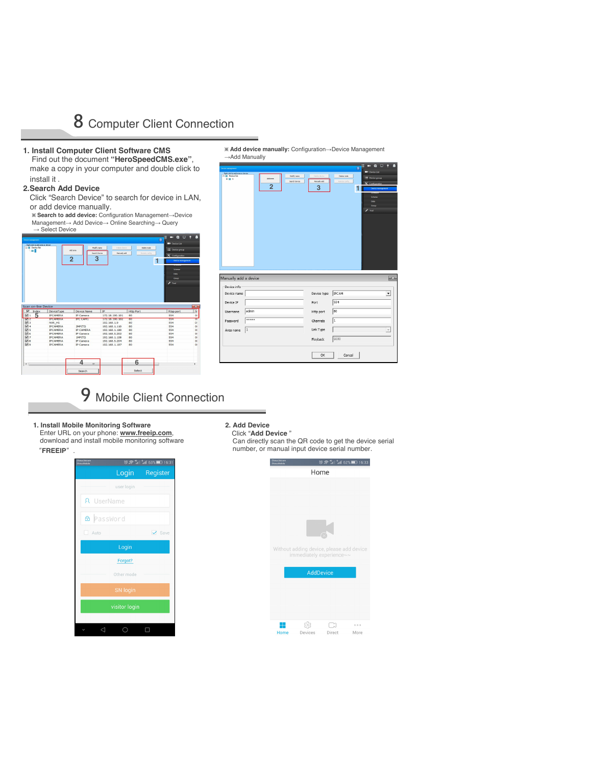# 8 Computer Client Connection

**1. Install Computer Client Software CMS**
Find out the document **"HeroSpeedCMS.exe"**, make a copy in your computer and double click to install it .

**2.Search Add Device**
Click "Search Device" to search for device in LAN, or add device manually.

※ **Search to add device:** Configuration Management→Device Management→ Add Device→ Online Searching→ Query → Select Device

※ **Add device manually:** Configuration→Device Management →Add Manually

# 9 Mobile Client Connection

**1. Install Mobile Monitoring Software**
Enter URL on your phone: **www.freeip.com**, download and install mobile monitoring software "**FREEIP**" .

**2. Add Device**
Click "**Add Device** "
Can directly scan the QR code to get the device serial number, or manual input device serial number.